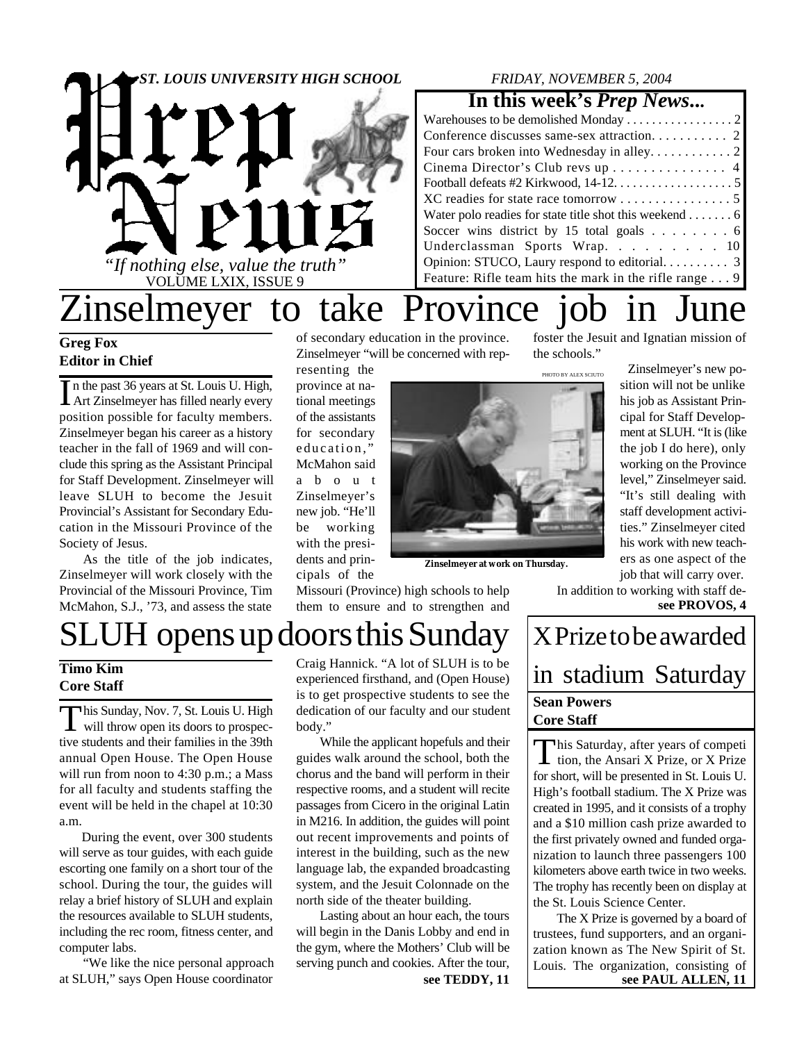*ST. LOUIS UNIVERSITY HIGH SCHOOL*

*FRIDAY, NOVEMBER 5, 2004*

# Prep News

*"If nothing else, value the truth"*

VOLUME LXIX, ISSUE 9

## In this week's *Prep News*...

- Warehouses to be demolished Monday . . . 2
- Conference discusses same-sex attraction. . . . 2
- Four cars broken into Wednesday in alley. . . . 2
- Cinema Director's Club revs up . . . 4
- Football defeats #2 Kirkwood, 14-12. . . . 5
- XC readies for state race tomorrow . . . 5
- Water polo readies for state title shot this weekend . . . 6
- Soccer wins district by 15 total goals . . . 6
- Underclassman Sports Wrap. . . . 10
- Opinion: STUCO, Laury respond to editorial. . . . 3
- Feature: Rifle team hits the mark in the rifle range . . . 9

# Zinselmeyer to take Province job in June

**Greg Fox**
**Editor in Chief**

In the past 36 years at St. Louis U. High, Art Zinselmeyer has filled nearly every position possible for faculty members. Zinselmeyer began his career as a history teacher in the fall of 1969 and will conclude this spring as the Assistant Principal for Staff Development. Zinselmeyer will leave SLUH to become the Jesuit Provincial's Assistant for Secondary Education in the Missouri Province of the Society of Jesus.

As the title of the job indicates, Zinselmeyer will work closely with the Provincial of the Missouri Province, Tim McMahon, S.J., '73, and assess the state of secondary education in the province. Zinselmeyer "will be concerned with representing the province at national meetings of the assistants for secondary education," McMahon said about Zinselmeyer's new job. "He'll be working with the presidents and principals of the Missouri (Province) high schools to help them to ensure and to strengthen and foster the Jesuit and Ignatian mission of the schools."

PHOTO BY ALEX SCIUTO

**Zinselmeyer at work on Thursday.**

Zinselmeyer's new position will not be unlike his job as Assistant Principal for Staff Development at SLUH. "It is (like the job I do here), only working on the Province level," Zinselmeyer said. "It's still dealing with staff development activities." Zinselmeyer cited his work with new teachers as one aspect of the job that will carry over.

In addition to working with staff de-

**see PROVOS, 4**

# SLUH opens up doors this Sunday

**Timo Kim**
**Core Staff**

This Sunday, Nov. 7, St. Louis U. High will throw open its doors to prospective students and their families in the 39th annual Open House. The Open House will run from noon to 4:30 p.m.; a Mass for all faculty and students staffing the event will be held in the chapel at 10:30 a.m.

During the event, over 300 students will serve as tour guides, with each guide escorting one family on a short tour of the school. During the tour, the guides will relay a brief history of SLUH and explain the resources available to SLUH students, including the rec room, fitness center, and computer labs.

"We like the nice personal approach at SLUH," says Open House coordinator Craig Hannick. "A lot of SLUH is to be experienced firsthand, and (Open House) is to get prospective students to see the dedication of our faculty and our student body."

While the applicant hopefuls and their guides walk around the school, both the chorus and the band will perform in their respective rooms, and a student will recite passages from Cicero in the original Latin in M216. In addition, the guides will point out recent improvements and points of interest in the building, such as the new language lab, the expanded broadcasting system, and the Jesuit Colonnade on the north side of the theater building.

Lasting about an hour each, the tours will begin in the Danis Lobby and end in the gym, where the Mothers' Club will be serving punch and cookies. After the tour,

**see TEDDY, 11**

# X Prize to be awarded in stadium Saturday

**Sean Powers**
**Core Staff**

This Saturday, after years of competition, the Ansari X Prize, or X Prize for short, will be presented in St. Louis U. High's football stadium. The X Prize was created in 1995, and it consists of a trophy and a $10 million cash prize awarded to the first privately owned and funded organization to launch three passengers 100 kilometers above earth twice in two weeks. The trophy has recently been on display at the St. Louis Science Center.

The X Prize is governed by a board of trustees, fund supporters, and an organization known as The New Spirit of St. Louis. The organization, consisting of

**see PAUL ALLEN, 11**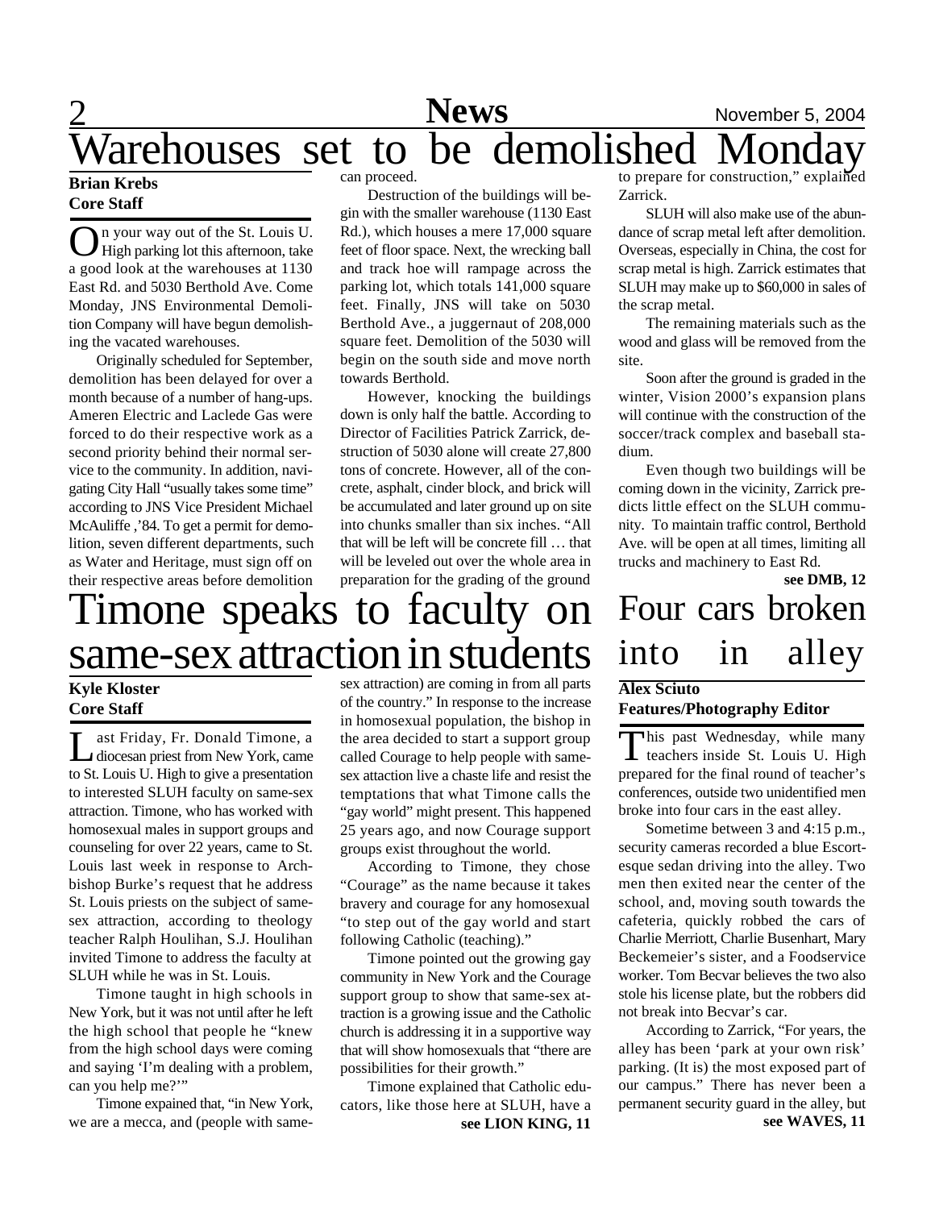# Warehouses set to be demolished Monday

**Brian Krebs**
**Core Staff**

On your way out of the St. Louis U. High parking lot this afternoon, take a good look at the warehouses at 1130 East Rd. and 5030 Berthold Ave. Come Monday, JNS Environmental Demolition Company will have begun demolishing the vacated warehouses.

Originally scheduled for September, demolition has been delayed for over a month because of a number of hang-ups. Ameren Electric and Laclede Gas were forced to do their respective work as a second priority behind their normal service to the community. In addition, navigating City Hall "usually takes some time" according to JNS Vice President Michael McAuliffe ,'84. To get a permit for demolition, seven different departments, such as Water and Heritage, must sign off on their respective areas before demolition can proceed.

Destruction of the buildings will begin with the smaller warehouse (1130 East Rd.), which houses a mere 17,000 square feet of floor space. Next, the wrecking ball and track hoe will rampage across the parking lot, which totals 141,000 square feet. Finally, JNS will take on 5030 Berthold Ave., a juggernaut of 208,000 square feet. Demolition of the 5030 will begin on the south side and move north towards Berthold.

However, knocking the buildings down is only half the battle. According to Director of Facilities Patrick Zarrick, destruction of 5030 alone will create 27,800 tons of concrete. However, all of the concrete, asphalt, cinder block, and brick will be accumulated and later ground up on site into chunks smaller than six inches. "All that will be left will be concrete fill … that will be leveled out over the whole area in preparation for the grading of the ground to prepare for construction," explained Zarrick.

SLUH will also make use of the abundance of scrap metal left after demolition. Overseas, especially in China, the cost for scrap metal is high. Zarrick estimates that SLUH may make up to $60,000 in sales of the scrap metal.

The remaining materials such as the wood and glass will be removed from the site.

Soon after the ground is graded in the winter, Vision 2000's expansion plans will continue with the construction of the soccer/track complex and baseball stadium.

Even though two buildings will be coming down in the vicinity, Zarrick predicts little effect on the SLUH community. To maintain traffic control, Berthold Ave. will be open at all times, limiting all trucks and machinery to East Rd.

**see DMB, 12**

# Timone speaks to faculty on same-sex attraction in students

**Kyle Kloster**
**Core Staff**

Last Friday, Fr. Donald Timone, a diocesan priest from New York, came to St. Louis U. High to give a presentation to interested SLUH faculty on same-sex attraction. Timone, who has worked with homosexual males in support groups and counseling for over 22 years, came to St. Louis last week in response to Archbishop Burke's request that he address St. Louis priests on the subject of same-sex attraction, according to theology teacher Ralph Houlihan, S.J. Houlihan invited Timone to address the faculty at SLUH while he was in St. Louis.

Timone taught in high schools in New York, but it was not until after he left the high school that people he "knew from the high school days were coming and saying 'I'm dealing with a problem, can you help me?'"

Timone expained that, "in New York, we are a mecca, and (people with same-sex attraction) are coming in from all parts of the country." In response to the increase in homosexual population, the bishop in the area decided to start a support group called Courage to help people with same-sex attaction live a chaste life and resist the temptations that what Timone calls the "gay world" might present. This happened 25 years ago, and now Courage support groups exist throughout the world.

According to Timone, they chose "Courage" as the name because it takes bravery and courage for any homosexual "to step out of the gay world and start following Catholic (teaching)."

Timone pointed out the growing gay community in New York and the Courage support group to show that same-sex attraction is a growing issue and the Catholic church is addressing it in a supportive way that will show homosexuals that "there are possibilities for their growth."

Timone explained that Catholic educators, like those here at SLUH, have a

**see LION KING, 11**

# Four cars broken into in alley

**Alex Sciuto**
**Features/Photography Editor**

This past Wednesday, while many teachers inside St. Louis U. High prepared for the final round of teacher's conferences, outside two unidentified men broke into four cars in the east alley.

Sometime between 3 and 4:15 p.m., security cameras recorded a blue Escort-esque sedan driving into the alley. Two men then exited near the center of the school, and, moving south towards the cafeteria, quickly robbed the cars of Charlie Merriott, Charlie Busenhart, Mary Beckemeier's sister, and a Foodservice worker. Tom Becvar believes the two also stole his license plate, but the robbers did not break into Becvar's car.

According to Zarrick, "For years, the alley has been 'park at your own risk' parking. (It is) the most exposed part of our campus." There has never been a permanent security guard in the alley, but

**see WAVES, 11**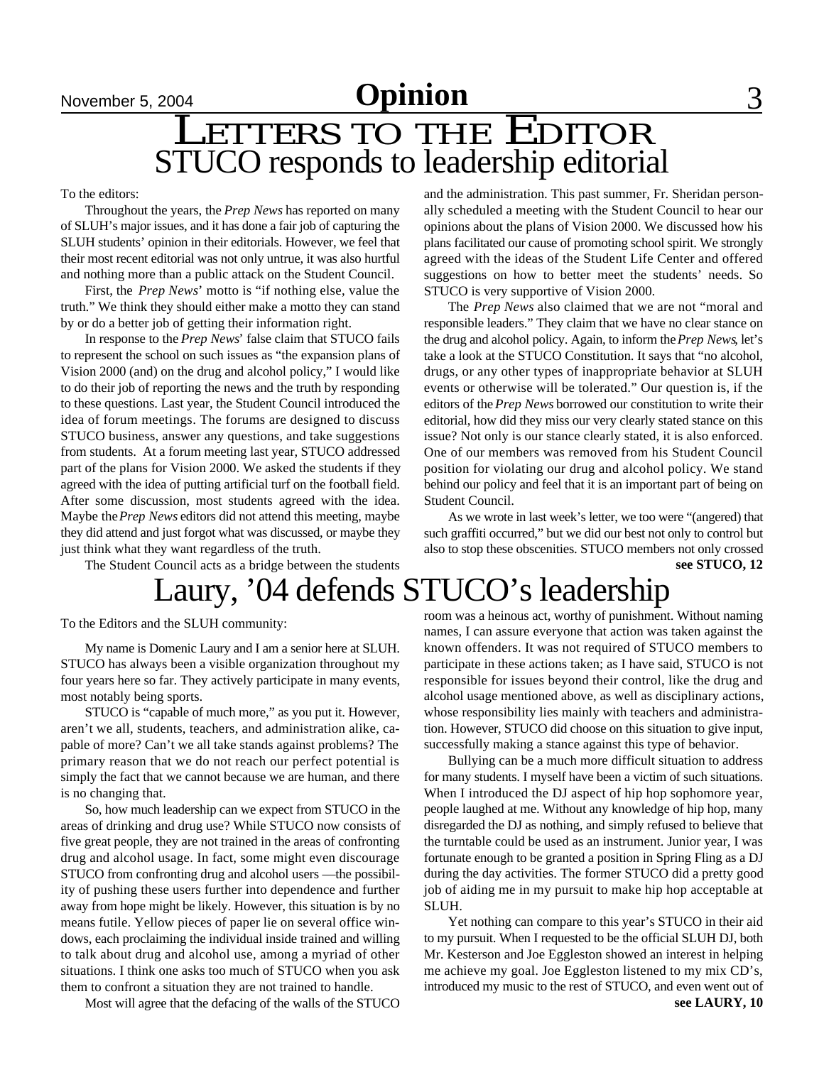# Letters to the Editor

## STUCO responds to leadership editorial

To the editors:

Throughout the years, the *Prep News* has reported on many of SLUH's major issues, and it has done a fair job of capturing the SLUH students' opinion in their editorials. However, we feel that their most recent editorial was not only untrue, it was also hurtful and nothing more than a public attack on the Student Council.

First, the *Prep News*' motto is "if nothing else, value the truth." We think they should either make a motto they can stand by or do a better job of getting their information right.

In response to the *Prep News*' false claim that STUCO fails to represent the school on such issues as "the expansion plans of Vision 2000 (and) on the drug and alcohol policy," I would like to do their job of reporting the news and the truth by responding to these questions. Last year, the Student Council introduced the idea of forum meetings. The forums are designed to discuss STUCO business, answer any questions, and take suggestions from students. At a forum meeting last year, STUCO addressed part of the plans for Vision 2000. We asked the students if they agreed with the idea of putting artificial turf on the football field. After some discussion, most students agreed with the idea. Maybe the *Prep News* editors did not attend this meeting, maybe they did attend and just forgot what was discussed, or maybe they just think what they want regardless of the truth.

The Student Council acts as a bridge between the students and the administration. This past summer, Fr. Sheridan personally scheduled a meeting with the Student Council to hear our opinions about the plans of Vision 2000. We discussed how his plans facilitated our cause of promoting school spirit. We strongly agreed with the ideas of the Student Life Center and offered suggestions on how to better meet the students' needs. So STUCO is very supportive of Vision 2000.

The *Prep News* also claimed that we are not "moral and responsible leaders." They claim that we have no clear stance on the drug and alcohol policy. Again, to inform the *Prep News*, let's take a look at the STUCO Constitution. It says that "no alcohol, drugs, or any other types of inappropriate behavior at SLUH events or otherwise will be tolerated." Our question is, if the editors of the *Prep News* borrowed our constitution to write their editorial, how did they miss our very clearly stated stance on this issue? Not only is our stance clearly stated, it is also enforced. One of our members was removed from his Student Council position for violating our drug and alcohol policy. We stand behind our policy and feel that it is an important part of being on Student Council.

As we wrote in last week's letter, we too were "(angered) that such graffiti occurred," but we did our best not only to control but also to stop these obscenities. STUCO members not only crossed

**see STUCO, 12**

## Laury, '04 defends STUCO's leadership

To the Editors and the SLUH community:

My name is Domenic Laury and I am a senior here at SLUH. STUCO has always been a visible organization throughout my four years here so far. They actively participate in many events, most notably being sports.

STUCO is "capable of much more," as you put it. However, aren't we all, students, teachers, and administration alike, capable of more? Can't we all take stands against problems? The primary reason that we do not reach our perfect potential is simply the fact that we cannot because we are human, and there is no changing that.

So, how much leadership can we expect from STUCO in the areas of drinking and drug use? While STUCO now consists of five great people, they are not trained in the areas of confronting drug and alcohol usage. In fact, some might even discourage STUCO from confronting drug and alcohol users —the possibility of pushing these users further into dependence and further away from hope might be likely. However, this situation is by no means futile. Yellow pieces of paper lie on several office windows, each proclaiming the individual inside trained and willing to talk about drug and alcohol use, among a myriad of other situations. I think one asks too much of STUCO when you ask them to confront a situation they are not trained to handle.

Most will agree that the defacing of the walls of the STUCO room was a heinous act, worthy of punishment. Without naming names, I can assure everyone that action was taken against the known offenders. It was not required of STUCO members to participate in these actions taken; as I have said, STUCO is not responsible for issues beyond their control, like the drug and alcohol usage mentioned above, as well as disciplinary actions, whose responsibility lies mainly with teachers and administration. However, STUCO did choose on this situation to give input, successfully making a stance against this type of behavior.

Bullying can be a much more difficult situation to address for many students. I myself have been a victim of such situations. When I introduced the DJ aspect of hip hop sophomore year, people laughed at me. Without any knowledge of hip hop, many disregarded the DJ as nothing, and simply refused to believe that the turntable could be used as an instrument. Junior year, I was fortunate enough to be granted a position in Spring Fling as a DJ during the day activities. The former STUCO did a pretty good job of aiding me in my pursuit to make hip hop acceptable at SLUH.

Yet nothing can compare to this year's STUCO in their aid to my pursuit. When I requested to be the official SLUH DJ, both Mr. Kesterson and Joe Eggleston showed an interest in helping me achieve my goal. Joe Eggleston listened to my mix CD's, introduced my music to the rest of STUCO, and even went out of

**see LAURY, 10**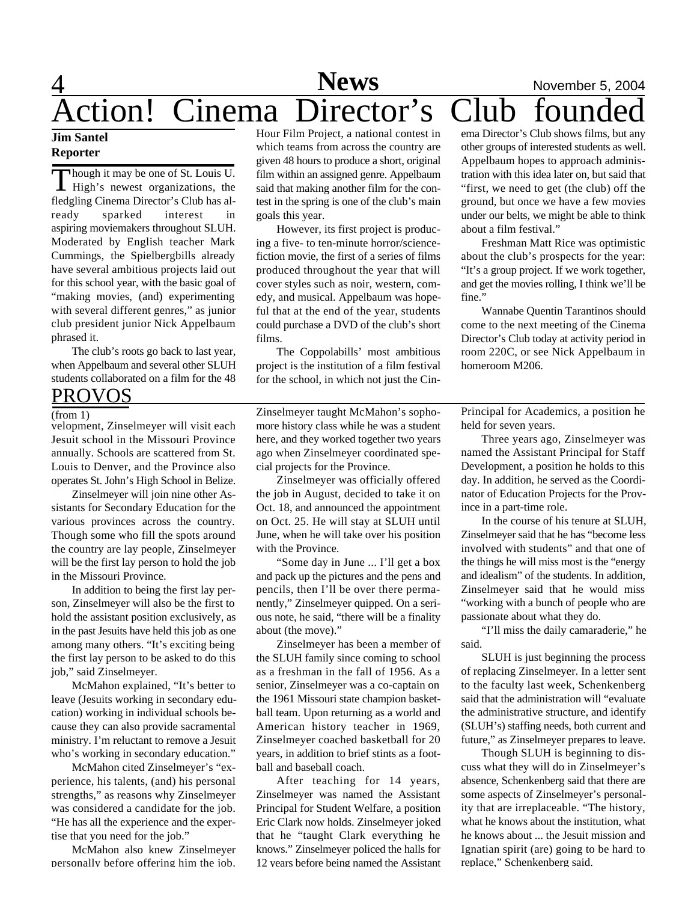# Action! Cinema Director's Club founded

**Jim Santel**
**Reporter**

Though it may be one of St. Louis U. High's newest organizations, the fledgling Cinema Director's Club has already sparked interest in aspiring moviemakers throughout SLUH. Moderated by English teacher Mark Cummings, the Spielbergbills already have several ambitious projects laid out for this school year, with the basic goal of "making movies, (and) experimenting with several different genres," as junior club president junior Nick Appelbaum phrased it.

The club's roots go back to last year, when Appelbaum and several other SLUH students collaborated on a film for the 48 Hour Film Project, a national contest in which teams from across the country are given 48 hours to produce a short, original film within an assigned genre. Appelbaum said that making another film for the contest in the spring is one of the club's main goals this year.

However, its first project is producing a five- to ten-minute horror/science-fiction movie, the first of a series of films produced throughout the year that will cover styles such as noir, western, comedy, and musical. Appelbaum was hopeful that at the end of the year, students could purchase a DVD of the club's short films.

The Coppolabills' most ambitious project is the institution of a film festival for the school, in which not just the Cinema Director's Club shows films, but any other groups of interested students as well. Appelbaum hopes to approach administration with this idea later on, but said that "first, we need to get (the club) off the ground, but once we have a few movies under our belts, we might be able to think about a film festival."

Freshman Matt Rice was optimistic about the club's prospects for the year: "It's a group project. If we work together, and get the movies rolling, I think we'll be fine."

Wannabe Quentin Tarantinos should come to the next meeting of the Cinema Director's Club today at activity period in room 220C, or see Nick Appelbaum in homeroom M206.

## PROVOS

(from 1)

velopment, Zinselmeyer will visit each Jesuit school in the Missouri Province annually. Schools are scattered from St. Louis to Denver, and the Province also operates St. John's High School in Belize.

Zinselmeyer will join nine other Assistants for Secondary Education for the various provinces across the country. Though some who fill the spots around the country are lay people, Zinselmeyer will be the first lay person to hold the job in the Missouri Province.

In addition to being the first lay person, Zinselmeyer will also be the first to hold the assistant position exclusively, as in the past Jesuits have held this job as one among many others. "It's exciting being the first lay person to be asked to do this job," said Zinselmeyer.

McMahon explained, "It's better to leave (Jesuits working in secondary education) working in individual schools because they can also provide sacramental ministry. I'm reluctant to remove a Jesuit who's working in secondary education."

McMahon cited Zinselmeyer's "experience, his talents, (and) his personal strengths," as reasons why Zinselmeyer was considered a candidate for the job. "He has all the experience and the expertise that you need for the job."

McMahon also knew Zinselmeyer personally before offering him the job. Zinselmeyer taught McMahon's sophomore history class while he was a student here, and they worked together two years ago when Zinselmeyer coordinated special projects for the Province.

Zinselmeyer was officially offered the job in August, decided to take it on Oct. 18, and announced the appointment on Oct. 25. He will stay at SLUH until June, when he will take over his position with the Province.

"Some day in June ... I'll get a box and pack up the pictures and the pens and pencils, then I'll be over there permanently," Zinselmeyer quipped. On a serious note, he said, "there will be a finality about (the move)."

Zinselmeyer has been a member of the SLUH family since coming to school as a freshman in the fall of 1956. As a senior, Zinselmeyer was a co-captain on the 1961 Missouri state champion basketball team. Upon returning as a world and American history teacher in 1969, Zinselmeyer coached basketball for 20 years, in addition to brief stints as a football and baseball coach.

After teaching for 14 years, Zinselmeyer was named the Assistant Principal for Student Welfare, a position Eric Clark now holds. Zinselmeyer joked that he "taught Clark everything he knows." Zinselmeyer policed the halls for 12 years before being named the Assistant Principal for Academics, a position he held for seven years.

Three years ago, Zinselmeyer was named the Assistant Principal for Staff Development, a position he holds to this day. In addition, he served as the Coordinator of Education Projects for the Province in a part-time role.

In the course of his tenure at SLUH, Zinselmeyer said that he has "become less involved with students" and that one of the things he will miss most is the "energy and idealism" of the students. In addition, Zinselmeyer said that he would miss "working with a bunch of people who are passionate about what they do.

"I'll miss the daily camaraderie," he said.

SLUH is just beginning the process of replacing Zinselmeyer. In a letter sent to the faculty last week, Schenkenberg said that the administration will "evaluate the administrative structure, and identify (SLUH's) staffing needs, both current and future," as Zinselmeyer prepares to leave.

Though SLUH is beginning to discuss what they will do in Zinselmeyer's absence, Schenkenberg said that there are some aspects of Zinselmeyer's personality that are irreplaceable. "The history, what he knows about the institution, what he knows about ... the Jesuit mission and Ignatian spirit (are) going to be hard to replace," Schenkenberg said.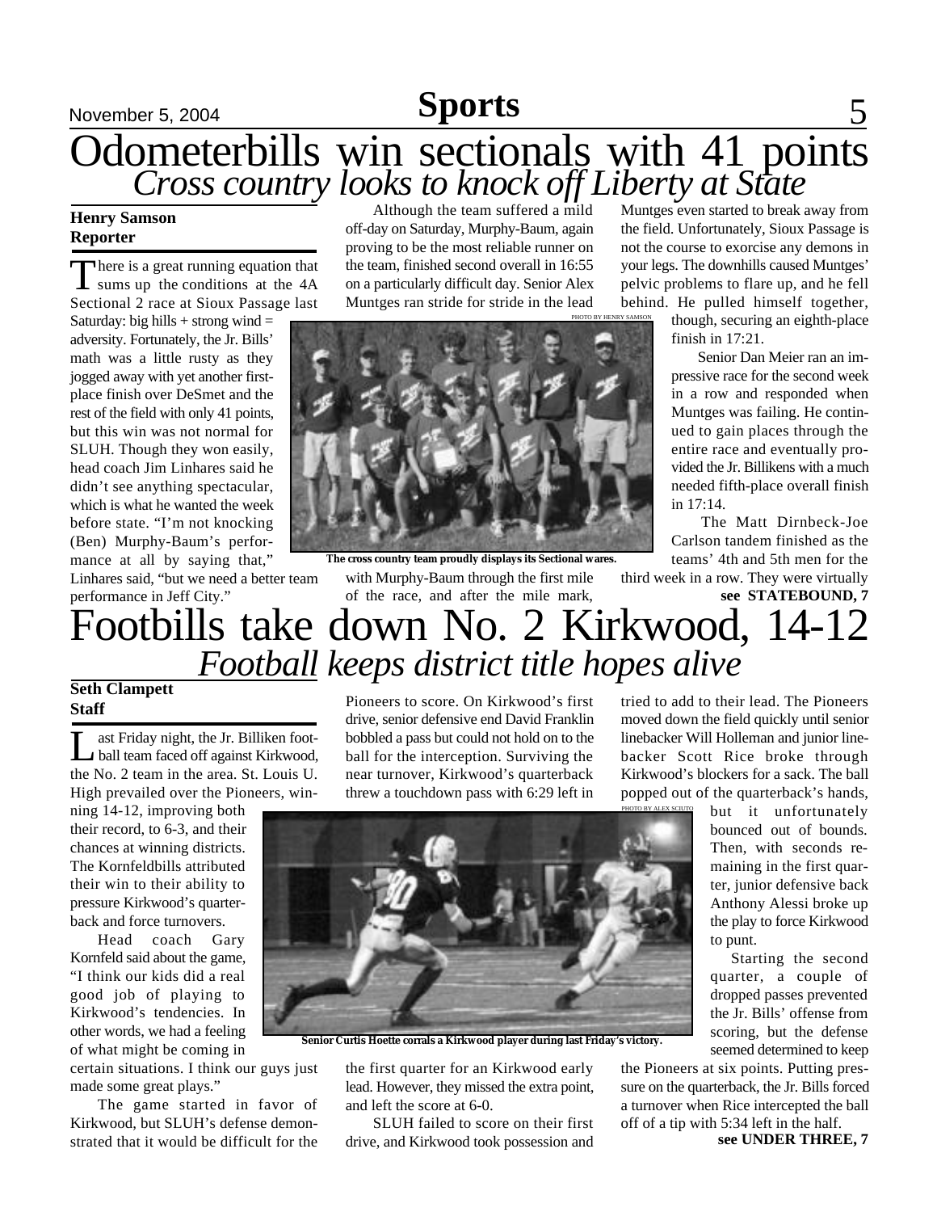# Odometerbills win sectionals with 41 points

## *Cross country looks to knock off Liberty at State*

**Henry Samson**
**Reporter**

There is a great running equation that sums up the conditions at the 4A Sectional 2 race at Sioux Passage last Saturday: big hills + strong wind = adversity. Fortunately, the Jr. Bills' math was a little rusty as they jogged away with yet another first-place finish over DeSmet and the rest of the field with only 41 points, but this win was not normal for SLUH. Though they won easily, head coach Jim Linhares said he didn't see anything spectacular, which is what he wanted the week before state. "I'm not knocking (Ben) Murphy-Baum's performance at all by saying that," Linhares said, "but we need a better team performance in Jeff City."

Although the team suffered a mild off-day on Saturday, Murphy-Baum, again proving to be the most reliable runner on the team, finished second overall in 16:55 on a particularly difficult day. Senior Alex Muntges ran stride for stride in the lead with Murphy-Baum through the first mile of the race, and after the mile mark, Muntges even started to break away from the field. Unfortunately, Sioux Passage is not the course to exorcise any demons in your legs. The downhills caused Muntges' pelvic problems to flare up, and he fell behind. He pulled himself together, though, securing an eighth-place finish in 17:21.

PHOTO BY HENRY SAMSON

The cross country team proudly displays its Sectional wares.

Senior Dan Meier ran an impressive race for the second week in a row and responded when Muntges was failing. He continued to gain places through the entire race and eventually provided the Jr. Billikens with a much needed fifth-place overall finish in 17:14.

The Matt Dirnbeck-Joe Carlson tandem finished as the teams' 4th and 5th men for the third week in a row. They were virtually

**see STATEBOUND, 7**

# Footbills take down No. 2 Kirkwood, 14-12

## *Football keeps district title hopes alive*

**Seth Clampett**
**Staff**

Last Friday night, the Jr. Billiken football team faced off against Kirkwood, the No. 2 team in the area. St. Louis U. High prevailed over the Pioneers, winning 14-12, improving both their record, to 6-3, and their chances at winning districts. The Kornfeldbills attributed their win to their ability to pressure Kirkwood's quarterback and force turnovers.

Head coach Gary Kornfeld said about the game, "I think our kids did a real good job of playing to Kirkwood's tendencies. In other words, we had a feeling of what might be coming in certain situations. I think our guys just made some great plays."

The game started in favor of Kirkwood, but SLUH's defense demonstrated that it would be difficult for the Pioneers to score. On Kirkwood's first drive, senior defensive end David Franklin bobbled a pass but could not hold on to the ball for the interception. Surviving the near turnover, Kirkwood's quarterback threw a touchdown pass with 6:29 left in the first quarter for an Kirkwood early lead. However, they missed the extra point, and left the score at 6-0.

SLUH failed to score on their first drive, and Kirkwood took possession and tried to add to their lead. The Pioneers moved down the field quickly until senior linebacker Will Holleman and junior linebacker Scott Rice broke through Kirkwood's blockers for a sack. The ball popped out of the quarterback's hands, but it unfortunately bounced out of bounds. Then, with seconds remaining in the first quarter, junior defensive back Anthony Alessi broke up the play to force Kirkwood to punt.

PHOTO BY ALEX SCIUTO

Senior Curtis Hoette corrals a Kirkwood player during last Friday's victory.

Starting the second quarter, a couple of dropped passes prevented the Jr. Bills' offense from scoring, but the defense seemed determined to keep the Pioneers at six points. Putting pressure on the quarterback, the Jr. Bills forced a turnover when Rice intercepted the ball off of a tip with 5:34 left in the half.

**see UNDER THREE, 7**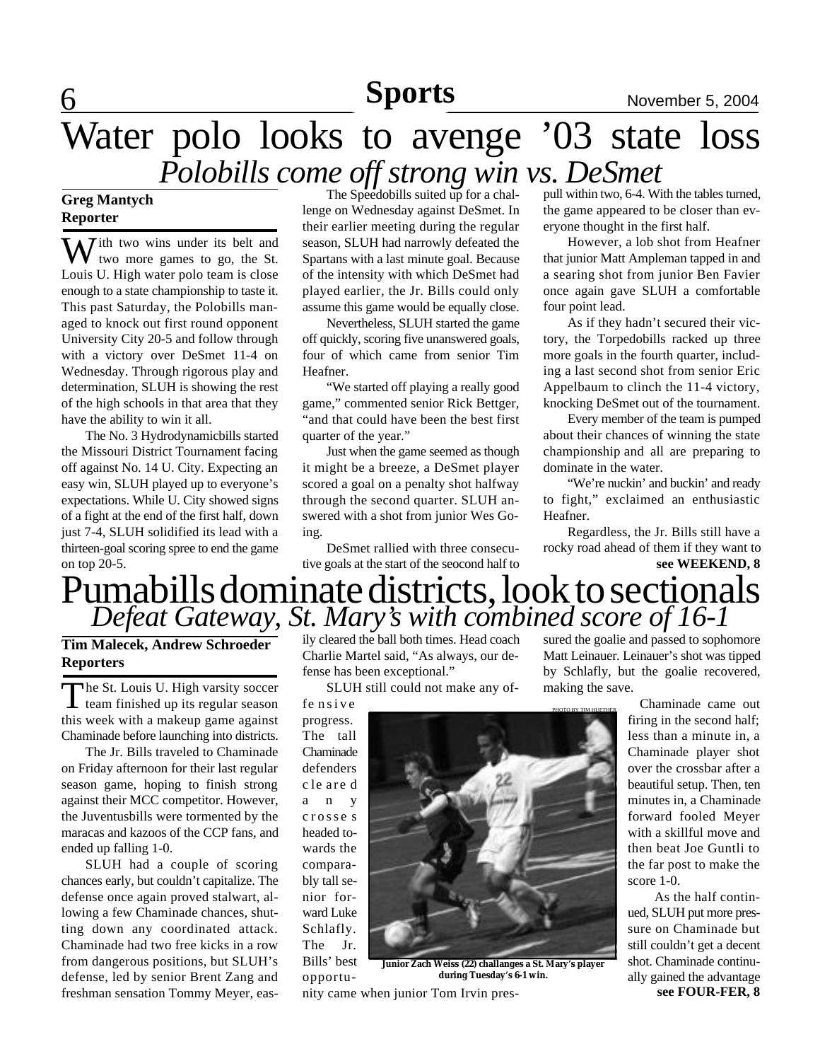# Water polo looks to avenge '03 state loss

## *Polobills come off strong win vs. DeSmet*

**Greg Mantych**
**Reporter**

With two wins under its belt and two more games to go, the St. Louis U. High water polo team is close enough to a state championship to taste it. This past Saturday, the Polobills managed to knock out first round opponent University City 20-5 and follow through with a victory over DeSmet 11-4 on Wednesday. Through rigorous play and determination, SLUH is showing the rest of the high schools in that area that they have the ability to win it all.

The No. 3 Hydrodynamicbills started the Missouri District Tournament facing off against No. 14 U. City. Expecting an easy win, SLUH played up to everyone's expectations. While U. City showed signs of a fight at the end of the first half, down just 7-4, SLUH solidified its lead with a thirteen-goal scoring spree to end the game on top 20-5.

The Speedobills suited up for a challenge on Wednesday against DeSmet. In their earlier meeting during the regular season, SLUH had narrowly defeated the Spartans with a last minute goal. Because of the intensity with which DeSmet had played earlier, the Jr. Bills could only assume this game would be equally close.

Nevertheless, SLUH started the game off quickly, scoring five unanswered goals, four of which came from senior Tim Heafner.

"We started off playing a really good game," commented senior Rick Bettger, "and that could have been the best first quarter of the year."

Just when the game seemed as though it might be a breeze, a DeSmet player scored a goal on a penalty shot halfway through the second quarter. SLUH answered with a shot from junior Wes Going.

DeSmet rallied with three consecutive goals at the start of the seocond half to pull within two, 6-4. With the tables turned, the game appeared to be closer than everyone thought in the first half.

However, a lob shot from Heafner that junior Matt Ampleman tapped in and a searing shot from junior Ben Favier once again gave SLUH a comfortable four point lead.

As if they hadn't secured their victory, the Torpedobills racked up three more goals in the fourth quarter, including a last second shot from senior Eric Appelbaum to clinch the 11-4 victory, knocking DeSmet out of the tournament.

Every member of the team is pumped about their chances of winning the state championship and all are preparing to dominate in the water.

"We're nuckin' and buckin' and ready to fight," exclaimed an enthusiastic Heafner.

Regardless, the Jr. Bills still have a rocky road ahead of them if they want to

**see WEEKEND, 8**

# Pumabills dominate districts, look to sectionals

## *Defeat Gateway, St. Mary's with combined score of 16-1*

**Tim Malecek, Andrew Schroeder**
**Reporters**

The St. Louis U. High varsity soccer team finished up its regular season this week with a makeup game against Chaminade before launching into districts.

The Jr. Bills traveled to Chaminade on Friday afternoon for their last regular season game, hoping to finish strong against their MCC competitor. However, the Juventusbills were tormented by the maracas and kazoos of the CCP fans, and ended up falling 1-0.

SLUH had a couple of scoring chances early, but couldn't capitalize. The defense once again proved stalwart, allowing a few Chaminade chances, shutting down any coordinated attack. Chaminade had two free kicks in a row from dangerous positions, but SLUH's defense, led by senior Brent Zang and freshman sensation Tommy Meyer, easily cleared the ball both times. Head coach Charlie Martel said, "As always, our defense has been exceptional."

SLUH still could not make any offensive progress. The tall Chaminade defenders cleared any crosses headed towards the comparably tall senior forward Luke Schlafly. The Jr. Bills' best opportunity came when junior Tom Irvin pressured the goalie and passed to sophomore Matt Leinauer. Leinauer's shot was tipped by Schlafly, but the goalie recovered, making the save.

PHOTO BY TIM HUETHER

**Junior Zach Weiss (22) challanges a St. Mary's player during Tuesday's 6-1 win.**

Chaminade came out firing in the second half; less than a minute in, a Chaminade player shot over the crossbar after a beautiful setup. Then, ten minutes in, a Chaminade forward fooled Meyer with a skillful move and then beat Joe Guntli to the far post to make the score 1-0.

As the half continued, SLUH put more pressure on Chaminade but still couldn't get a decent shot. Chaminade continually gained the advantage

**see FOUR-FER, 8**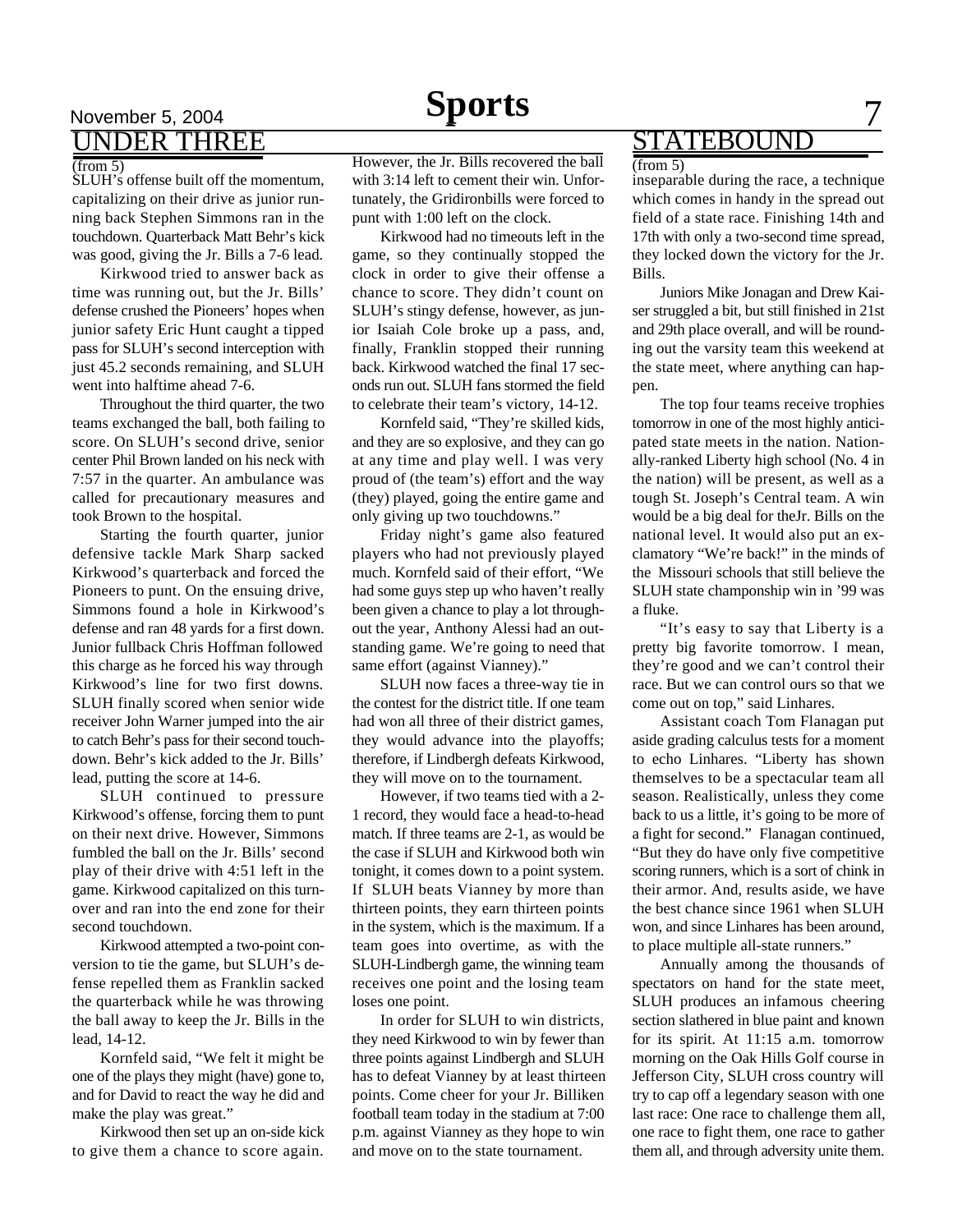## UNDER THREE

(from 5)

SLUH's offense built off the momentum, capitalizing on their drive as junior running back Stephen Simmons ran in the touchdown. Quarterback Matt Behr's kick was good, giving the Jr. Bills a 7-6 lead.

Kirkwood tried to answer back as time was running out, but the Jr. Bills' defense crushed the Pioneers' hopes when junior safety Eric Hunt caught a tipped pass for SLUH's second interception with just 45.2 seconds remaining, and SLUH went into halftime ahead 7-6.

Throughout the third quarter, the two teams exchanged the ball, both failing to score. On SLUH's second drive, senior center Phil Brown landed on his neck with 7:57 in the quarter. An ambulance was called for precautionary measures and took Brown to the hospital.

Starting the fourth quarter, junior defensive tackle Mark Sharp sacked Kirkwood's quarterback and forced the Pioneers to punt. On the ensuing drive, Simmons found a hole in Kirkwood's defense and ran 48 yards for a first down. Junior fullback Chris Hoffman followed this charge as he forced his way through Kirkwood's line for two first downs. SLUH finally scored when senior wide receiver John Warner jumped into the air to catch Behr's pass for their second touchdown. Behr's kick added to the Jr. Bills' lead, putting the score at 14-6.

SLUH continued to pressure Kirkwood's offense, forcing them to punt on their next drive. However, Simmons fumbled the ball on the Jr. Bills' second play of their drive with 4:51 left in the game. Kirkwood capitalized on this turnover and ran into the end zone for their second touchdown.

Kirkwood attempted a two-point conversion to tie the game, but SLUH's defense repelled them as Franklin sacked the quarterback while he was throwing the ball away to keep the Jr. Bills in the lead, 14-12.

Kornfeld said, "We felt it might be one of the plays they might (have) gone to, and for David to react the way he did and make the play was great."

Kirkwood then set up an on-side kick to give them a chance to score again. However, the Jr. Bills recovered the ball with 3:14 left to cement their win. Unfortunately, the Gridironbills were forced to punt with 1:00 left on the clock.

Kirkwood had no timeouts left in the game, so they continually stopped the clock in order to give their offense a chance to score. They didn't count on SLUH's stingy defense, however, as junior Isaiah Cole broke up a pass, and, finally, Franklin stopped their running back. Kirkwood watched the final 17 seconds run out. SLUH fans stormed the field to celebrate their team's victory, 14-12.

Kornfeld said, "They're skilled kids, and they are so explosive, and they can go at any time and play well. I was very proud of (the team's) effort and the way (they) played, going the entire game and only giving up two touchdowns."

Friday night's game also featured players who had not previously played much. Kornfeld said of their effort, "We had some guys step up who haven't really been given a chance to play a lot throughout the year, Anthony Alessi had an outstanding game. We're going to need that same effort (against Vianney)."

SLUH now faces a three-way tie in the contest for the district title. If one team had won all three of their district games, they would advance into the playoffs; therefore, if Lindbergh defeats Kirkwood, they will move on to the tournament.

However, if two teams tied with a 2-1 record, they would face a head-to-head match. If three teams are 2-1, as would be the case if SLUH and Kirkwood both win tonight, it comes down to a point system. If SLUH beats Vianney by more than thirteen points, they earn thirteen points in the system, which is the maximum. If a team goes into overtime, as with the SLUH-Lindbergh game, the winning team receives one point and the losing team loses one point.

In order for SLUH to win districts, they need Kirkwood to win by fewer than three points against Lindbergh and SLUH has to defeat Vianney by at least thirteen points. Come cheer for your Jr. Billiken football team today in the stadium at 7:00 p.m. against Vianney as they hope to win and move on to the state tournament.

## STATEBOUND

(from 5)

inseparable during the race, a technique which comes in handy in the spread out field of a state race. Finishing 14th and 17th with only a two-second time spread, they locked down the victory for the Jr. Bills.

Juniors Mike Jonagan and Drew Kaiser struggled a bit, but still finished in 21st and 29th place overall, and will be rounding out the varsity team this weekend at the state meet, where anything can happen.

The top four teams receive trophies tomorrow in one of the most highly anticipated state meets in the nation. Nationally-ranked Liberty high school (No. 4 in the nation) will be present, as well as a tough St. Joseph's Central team. A win would be a big deal for theJr. Bills on the national level. It would also put an exclamatory "We're back!" in the minds of the Missouri schools that still believe the SLUH state champonship win in '99 was a fluke.

"It's easy to say that Liberty is a pretty big favorite tomorrow. I mean, they're good and we can't control their race. But we can control ours so that we come out on top," said Linhares.

Assistant coach Tom Flanagan put aside grading calculus tests for a moment to echo Linhares. "Liberty has shown themselves to be a spectacular team all season. Realistically, unless they come back to us a little, it's going to be more of a fight for second." Flanagan continued, "But they do have only five competitive scoring runners, which is a sort of chink in their armor. And, results aside, we have the best chance since 1961 when SLUH won, and since Linhares has been around, to place multiple all-state runners."

Annually among the thousands of spectators on hand for the state meet, SLUH produces an infamous cheering section slathered in blue paint and known for its spirit. At 11:15 a.m. tomorrow morning on the Oak Hills Golf course in Jefferson City, SLUH cross country will try to cap off a legendary season with one last race: One race to challenge them all, one race to fight them, one race to gather them all, and through adversity unite them.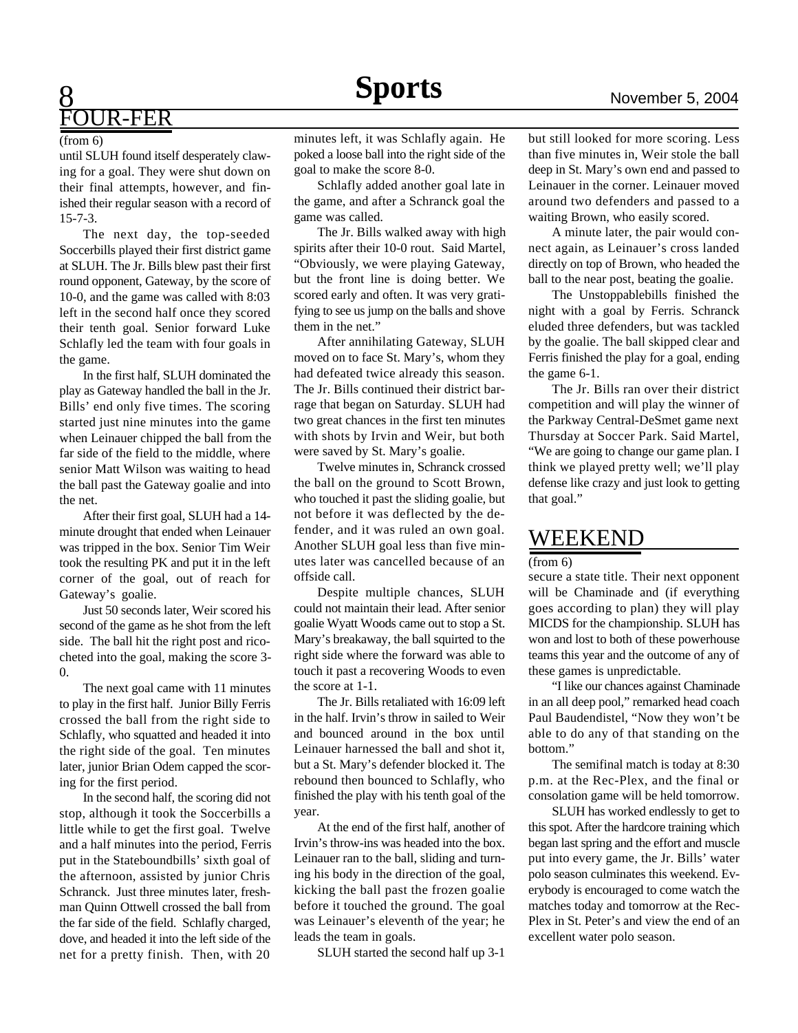## FOUR-FER

(from 6)

until SLUH found itself desperately clawing for a goal. They were shut down on their final attempts, however, and finished their regular season with a record of 15-7-3.

The next day, the top-seeded Soccerbills played their first district game at SLUH. The Jr. Bills blew past their first round opponent, Gateway, by the score of 10-0, and the game was called with 8:03 left in the second half once they scored their tenth goal. Senior forward Luke Schlafly led the team with four goals in the game.

In the first half, SLUH dominated the play as Gateway handled the ball in the Jr. Bills' end only five times. The scoring started just nine minutes into the game when Leinauer chipped the ball from the far side of the field to the middle, where senior Matt Wilson was waiting to head the ball past the Gateway goalie and into the net.

After their first goal, SLUH had a 14-minute drought that ended when Leinauer was tripped in the box. Senior Tim Weir took the resulting PK and put it in the left corner of the goal, out of reach for Gateway's goalie.

Just 50 seconds later, Weir scored his second of the game as he shot from the left side. The ball hit the right post and ricocheted into the goal, making the score 3-0.

The next goal came with 11 minutes to play in the first half. Junior Billy Ferris crossed the ball from the right side to Schlafly, who squatted and headed it into the right side of the goal. Ten minutes later, junior Brian Odem capped the scoring for the first period.

In the second half, the scoring did not stop, although it took the Soccerbills a little while to get the first goal. Twelve and a half minutes into the period, Ferris put in the Stateboundbills' sixth goal of the afternoon, assisted by junior Chris Schranck. Just three minutes later, freshman Quinn Ottwell crossed the ball from the far side of the field. Schlafly charged, dove, and headed it into the left side of the net for a pretty finish. Then, with 20 minutes left, it was Schlafly again. He poked a loose ball into the right side of the goal to make the score 8-0.

Schlafly added another goal late in the game, and after a Schranck goal the game was called.

The Jr. Bills walked away with high spirits after their 10-0 rout. Said Martel, "Obviously, we were playing Gateway, but the front line is doing better. We scored early and often. It was very gratifying to see us jump on the balls and shove them in the net."

After annihilating Gateway, SLUH moved on to face St. Mary's, whom they had defeated twice already this season. The Jr. Bills continued their district barrage that began on Saturday. SLUH had two great chances in the first ten minutes with shots by Irvin and Weir, but both were saved by St. Mary's goalie.

Twelve minutes in, Schranck crossed the ball on the ground to Scott Brown, who touched it past the sliding goalie, but not before it was deflected by the defender, and it was ruled an own goal. Another SLUH goal less than five minutes later was cancelled because of an offside call.

Despite multiple chances, SLUH could not maintain their lead. After senior goalie Wyatt Woods came out to stop a St. Mary's breakaway, the ball squirted to the right side where the forward was able to touch it past a recovering Woods to even the score at 1-1.

The Jr. Bills retaliated with 16:09 left in the half. Irvin's throw in sailed to Weir and bounced around in the box until Leinauer harnessed the ball and shot it, but a St. Mary's defender blocked it. The rebound then bounced to Schlafly, who finished the play with his tenth goal of the year.

At the end of the first half, another of Irvin's throw-ins was headed into the box. Leinauer ran to the ball, sliding and turning his body in the direction of the goal, kicking the ball past the frozen goalie before it touched the ground. The goal was Leinauer's eleventh of the year; he leads the team in goals.

SLUH started the second half up 3-1 but still looked for more scoring. Less than five minutes in, Weir stole the ball deep in St. Mary's own end and passed to Leinauer in the corner. Leinauer moved around two defenders and passed to a waiting Brown, who easily scored.

A minute later, the pair would connect again, as Leinauer's cross landed directly on top of Brown, who headed the ball to the near post, beating the goalie.

The Unstoppablebills finished the night with a goal by Ferris. Schranck eluded three defenders, but was tackled by the goalie. The ball skipped clear and Ferris finished the play for a goal, ending the game 6-1.

The Jr. Bills ran over their district competition and will play the winner of the Parkway Central-DeSmet game next Thursday at Soccer Park. Said Martel, "We are going to change our game plan. I think we played pretty well; we'll play defense like crazy and just look to getting that goal."

## WEEKEND

(from 6)

secure a state title. Their next opponent will be Chaminade and (if everything goes according to plan) they will play MICDS for the championship. SLUH has won and lost to both of these powerhouse teams this year and the outcome of any of these games is unpredictable.

"I like our chances against Chaminade in an all deep pool," remarked head coach Paul Baudendistel, "Now they won't be able to do any of that standing on the bottom."

The semifinal match is today at 8:30 p.m. at the Rec-Plex, and the final or consolation game will be held tomorrow.

SLUH has worked endlessly to get to this spot. After the hardcore training which began last spring and the effort and muscle put into every game, the Jr. Bills' water polo season culminates this weekend. Everybody is encouraged to come watch the matches today and tomorrow at the Rec-Plex in St. Peter's and view the end of an excellent water polo season.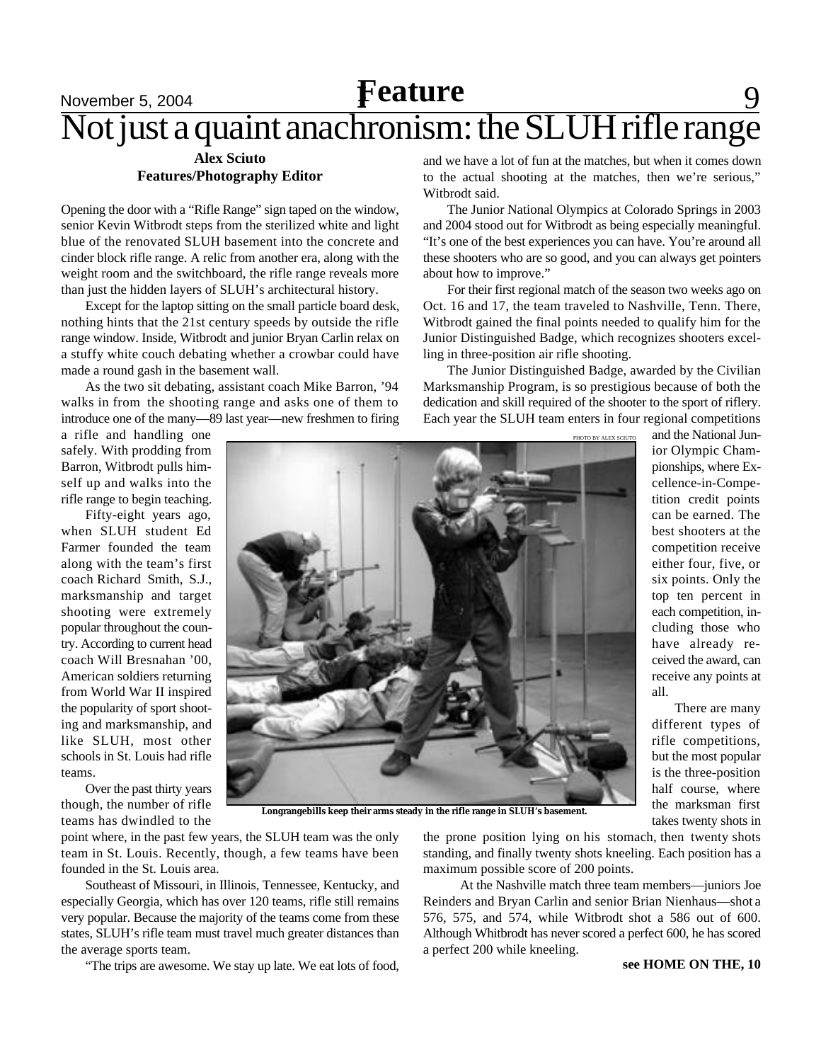# Not just a quaint anachronism: the SLUH rifle range

**Alex Sciuto**
**Features/Photography Editor**

Opening the door with a "Rifle Range" sign taped on the window, senior Kevin Witbrodt steps from the sterilized white and light blue of the renovated SLUH basement into the concrete and cinder block rifle range. A relic from another era, along with the weight room and the switchboard, the rifle range reveals more than just the hidden layers of SLUH's architectural history.

Except for the laptop sitting on the small particle board desk, nothing hints that the 21st century speeds by outside the rifle range window. Inside, Witbrodt and junior Bryan Carlin relax on a stuffy white couch debating whether a crowbar could have made a round gash in the basement wall.

As the two sit debating, assistant coach Mike Barron, '94 walks in from the shooting range and asks one of them to introduce one of the many—89 last year—new freshmen to firing a rifle and handling one safely. With prodding from Barron, Witbrodt pulls himself up and walks into the rifle range to begin teaching.

Fifty-eight years ago, when SLUH student Ed Farmer founded the team along with the team's first coach Richard Smith, S.J., marksmanship and target shooting were extremely popular throughout the country. According to current head coach Will Bresnahan '00, American soldiers returning from World War II inspired the popularity of sport shooting and marksmanship, and like SLUH, most other schools in St. Louis had rifle teams.

Over the past thirty years though, the number of rifle teams has dwindled to the point where, in the past few years, the SLUH team was the only team in St. Louis. Recently, though, a few teams have been founded in the St. Louis area.

Southeast of Missouri, in Illinois, Tennessee, Kentucky, and especially Georgia, which has over 120 teams, rifle still remains very popular. Because the majority of the teams come from these states, SLUH's rifle team must travel much greater distances than the average sports team.

"The trips are awesome. We stay up late. We eat lots of food, and we have a lot of fun at the matches, but when it comes down to the actual shooting at the matches, then we're serious," Witbrodt said.

The Junior National Olympics at Colorado Springs in 2003 and 2004 stood out for Witbrodt as being especially meaningful. "It's one of the best experiences you can have. You're around all these shooters who are so good, and you can always get pointers about how to improve."

For their first regional match of the season two weeks ago on Oct. 16 and 17, the team traveled to Nashville, Tenn. There, Witbrodt gained the final points needed to qualify him for the Junior Distinguished Badge, which recognizes shooters excelling in three-position air rifle shooting.

The Junior Distinguished Badge, awarded by the Civilian Marksmanship Program, is so prestigious because of both the dedication and skill required of the shooter to the sport of riflery. Each year the SLUH team enters in four regional competitions and the National Junior Olympic Championships, where Excellence-in-Competition credit points can be earned. The best shooters at the competition receive either four, five, or six points. Only the top ten percent in each competition, including those who have already received the award, can receive any points at all.

PHOTO BY ALEX SCIUTO

**Longrangebills keep their arms steady in the rifle range in SLUH's basement.**

There are many different types of rifle competitions, but the most popular is the three-position half course, where the marksman first takes twenty shots in the prone position lying on his stomach, then twenty shots standing, and finally twenty shots kneeling. Each position has a maximum possible score of 200 points.

At the Nashville match three team members—juniors Joe Reinders and Bryan Carlin and senior Brian Nienhaus—shot a 576, 575, and 574, while Witbrodt shot a 586 out of 600. Although Whitbrodt has never scored a perfect 600, he has scored a perfect 200 while kneeling.

**see HOME ON THE, 10**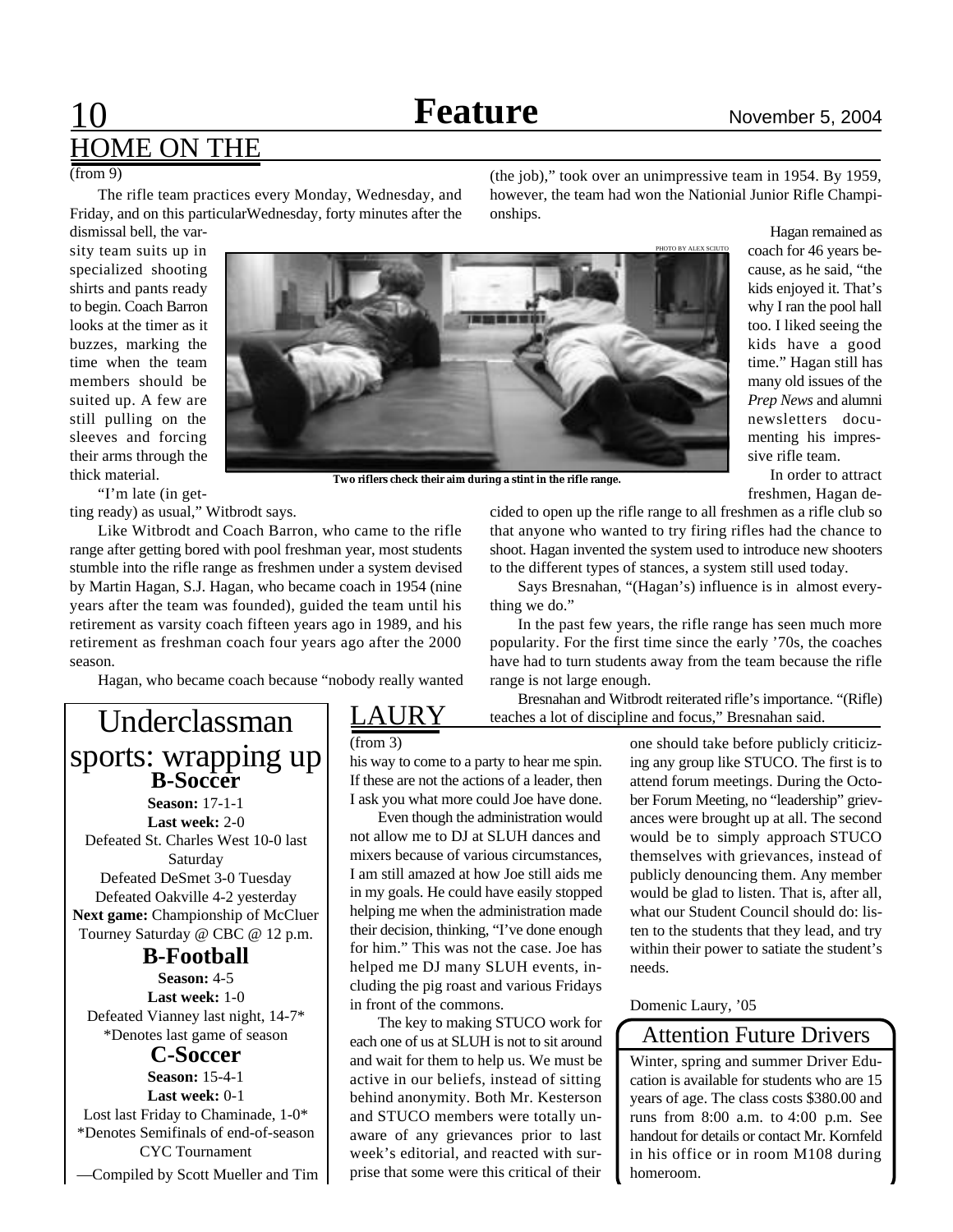## HOME ON THE

(from 9)

The rifle team practices every Monday, Wednesday, and Friday, and on this particularWednesday, forty minutes after the dismissal bell, the varsity team suits up in specialized shooting shirts and pants ready to begin. Coach Barron looks at the timer as it buzzes, marking the time when the team members should be suited up. A few are still pulling on the sleeves and forcing their arms through the thick material.

"I'm late (in getting ready) as usual," Witbrodt says.

Like Witbrodt and Coach Barron, who came to the rifle range after getting bored with pool freshman year, most students stumble into the rifle range as freshmen under a system devised by Martin Hagan, S.J. Hagan, who became coach in 1954 (nine years after the team was founded), guided the team until his retirement as varsity coach fifteen years ago in 1989, and his retirement as freshman coach four years ago after the 2000 season.

Hagan, who became coach because "nobody really wanted (the job)," took over an unimpressive team in 1954. By 1959, however, the team had won the National Junior Rifle Championships.

PHOTO BY ALEX SCIUTO

**Two riflers check their aim during a stint in the rifle range.**

Hagan remained as coach for 46 years because, as he said, "the kids enjoyed it. That's why I ran the pool hall too. I liked seeing the kids have a good time." Hagan still has many old issues of the *Prep News* and alumni newsletters documenting his impressive rifle team.

In order to attract freshmen, Hagan decided to open up the rifle range to all freshmen as a rifle club so that anyone who wanted to try firing rifles had the chance to shoot. Hagan invented the system used to introduce new shooters to the different types of stances, a system still used today.

Says Bresnahan, "(Hagan's) influence is in almost everything we do."

In the past few years, the rifle range has seen much more popularity. For the first time since the early '70s, the coaches have had to turn students away from the team because the rifle range is not large enough.

Bresnahan and Witbrodt reiterated rifle's importance. "(Rifle) teaches a lot of discipline and focus," Bresnahan said.

## Underclassman sports: wrapping up

### B-Soccer

**Season:** 17-1-1
**Last week:** 2-0
Defeated St. Charles West 10-0 last Saturday
Defeated DeSmet 3-0 Tuesday
Defeated Oakville 4-2 yesterday
**Next game:** Championship of McCluer Tourney Saturday @ CBC @ 12 p.m.

### B-Football

**Season:** 4-5
**Last week:** 1-0
Defeated Vianney last night, 14-7*
*Denotes last game of season

### C-Soccer

**Season:** 15-4-1
**Last week:** 0-1
Lost last Friday to Chaminade, 1-0*
*Denotes Semifinals of end-of-season CYC Tournament

—Compiled by Scott Mueller and Tim

## LAURY

(from 3)

his way to come to a party to hear me spin. If these are not the actions of a leader, then I ask you what more could Joe have done.

Even though the administration would not allow me to DJ at SLUH dances and mixers because of various circumstances, I am still amazed at how Joe still aids me in my goals. He could have easily stopped helping me when the administration made their decision, thinking, "I've done enough for him." This was not the case. Joe has helped me DJ many SLUH events, including the pig roast and various Fridays in front of the commons.

The key to making STUCO work for each one of us at SLUH is not to sit around and wait for them to help us. We must be active in our beliefs, instead of sitting behind anonymity. Both Mr. Kesterson and STUCO members were totally unaware of any grievances prior to last week's editorial, and reacted with surprise that some were this critical of their one should take before publicly criticizing any group like STUCO. The first is to attend forum meetings. During the October Forum Meeting, no "leadership" grievances were brought up at all. The second would be to simply approach STUCO themselves with grievances, instead of publicly denouncing them. Any member would be glad to listen. That is, after all, what our Student Council should do: listen to the students that they lead, and try within their power to satiate the student's needs.

Domenic Laury, '05

## Attention Future Drivers

Winter, spring and summer Driver Education is available for students who are 15 years of age. The class costs $380.00 and runs from 8:00 a.m. to 4:00 p.m. See handout for details or contact Mr. Kornfeld in his office or in room M108 during homeroom.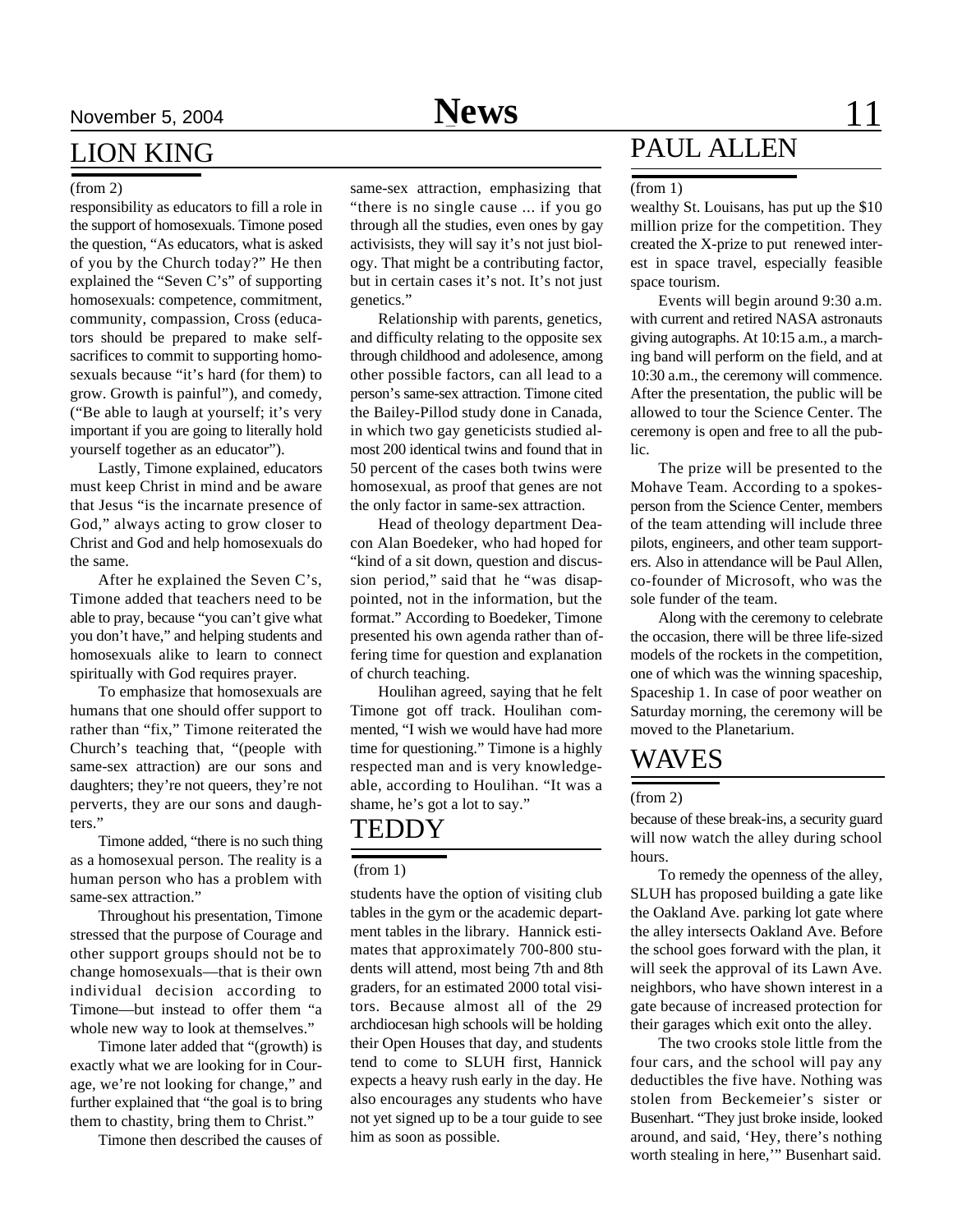## LION KING

(from 2)

responsibility as educators to fill a role in the support of homosexuals. Timone posed the question, "As educators, what is asked of you by the Church today?" He then explained the "Seven C's" of supporting homosexuals: competence, commitment, community, compassion, Cross (educators should be prepared to make self-sacrifices to commit to supporting homosexuals because "it's hard (for them) to grow. Growth is painful"), and comedy, ("Be able to laugh at yourself; it's very important if you are going to literally hold yourself together as an educator").

Lastly, Timone explained, educators must keep Christ in mind and be aware that Jesus "is the incarnate presence of God," always acting to grow closer to Christ and God and help homosexuals do the same.

After he explained the Seven C's, Timone added that teachers need to be able to pray, because "you can't give what you don't have," and helping students and homosexuals alike to learn to connect spiritually with God requires prayer.

To emphasize that homosexuals are humans that one should offer support to rather than "fix," Timone reiterated the Church's teaching that, "(people with same-sex attraction) are our sons and daughters; they're not queers, they're not perverts, they are our sons and daughters."

Timone added, "there is no such thing as a homosexual person. The reality is a human person who has a problem with same-sex attraction."

Throughout his presentation, Timone stressed that the purpose of Courage and other support groups should not be to change homosexuals—that is their own individual decision according to Timone—but instead to offer them "a whole new way to look at themselves."

Timone later added that "(growth) is exactly what we are looking for in Courage, we're not looking for change," and further explained that "the goal is to bring them to chastity, bring them to Christ."

Timone then described the causes of same-sex attraction, emphasizing that "there is no single cause ... if you go through all the studies, even ones by gay activisists, they will say it's not just biology. That might be a contributing factor, but in certain cases it's not. It's not just genetics."

Relationship with parents, genetics, and difficulty relating to the opposite sex through childhood and adolesence, among other possible factors, can all lead to a person's same-sex attraction. Timone cited the Bailey-Pillod study done in Canada, in which two gay geneticists studied almost 200 identical twins and found that in 50 percent of the cases both twins were homosexual, as proof that genes are not the only factor in same-sex attraction.

Head of theology department Deacon Alan Boedeker, who had hoped for "kind of a sit down, question and discussion period," said that he "was disappointed, not in the information, but the format." According to Boedeker, Timone presented his own agenda rather than offering time for question and explanation of church teaching.

Houlihan agreed, saying that he felt Timone got off track. Houlihan commented, "I wish we would have had more time for questioning." Timone is a highly respected man and is very knowledgeable, according to Houlihan. "It was a shame, he's got a lot to say."

## TEDDY

(from 1)

students have the option of visiting club tables in the gym or the academic department tables in the library. Hannick estimates that approximately 700-800 students will attend, most being 7th and 8th graders, for an estimated 2000 total visitors. Because almost all of the 29 archdiocesan high schools will be holding their Open Houses that day, and students tend to come to SLUH first, Hannick expects a heavy rush early in the day. He also encourages any students who have not yet signed up to be a tour guide to see him as soon as possible.

## PAUL ALLEN

(from 1)

wealthy St. Louisans, has put up the $10 million prize for the competition. They created the X-prize to put renewed interest in space travel, especially feasible space tourism.

Events will begin around 9:30 a.m. with current and retired NASA astronauts giving autographs. At 10:15 a.m., a marching band will perform on the field, and at 10:30 a.m., the ceremony will commence. After the presentation, the public will be allowed to tour the Science Center. The ceremony is open and free to all the public.

The prize will be presented to the Mohave Team. According to a spokesperson from the Science Center, members of the team attending will include three pilots, engineers, and other team supporters. Also in attendance will be Paul Allen, co-founder of Microsoft, who was the sole funder of the team.

Along with the ceremony to celebrate the occasion, there will be three life-sized models of the rockets in the competition, one of which was the winning spaceship, Spaceship 1. In case of poor weather on Saturday morning, the ceremony will be moved to the Planetarium.

## WAVES

(from 2)

because of these break-ins, a security guard will now watch the alley during school hours.

To remedy the openness of the alley, SLUH has proposed building a gate like the Oakland Ave. parking lot gate where the alley intersects Oakland Ave. Before the school goes forward with the plan, it will seek the approval of its Lawn Ave. neighbors, who have shown interest in a gate because of increased protection for their garages which exit onto the alley.

The two crooks stole little from the four cars, and the school will pay any deductibles the five have. Nothing was stolen from Beckemeier's sister or Busenhart. "They just broke inside, looked around, and said, 'Hey, there's nothing worth stealing in here,'" Busenhart said.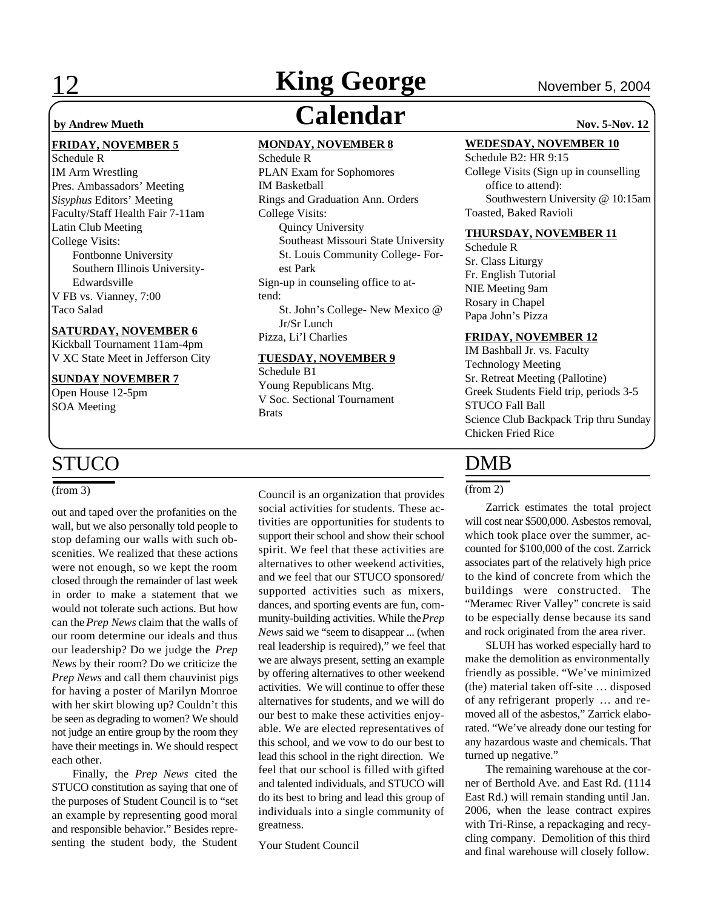# King George Calendar

**by Andrew Mueth**

**Nov. 5-Nov. 12**

**FRIDAY, NOVEMBER 5**

Schedule R
IM Arm Wrestling
Pres. Ambassadors' Meeting
*Sisyphus* Editors' Meeting
Faculty/Staff Health Fair 7-11am
Latin Club Meeting
College Visits:
- Fontbonne University
- Southern Illinois University-Edwardsville

V FB vs. Vianney, 7:00
Taco Salad

**SATURDAY, NOVEMBER 6**

Kickball Tournament 11am-4pm
V XC State Meet in Jefferson City

**SUNDAY NOVEMBER 7**

Open House 12-5pm
SOA Meeting

**MONDAY, NOVEMBER 8**

Schedule R
PLAN Exam for Sophomores
IM Basketball
Rings and Graduation Ann. Orders
College Visits:
- Quincy University
- Southeast Missouri State University
- St. Louis Community College- Forest Park

Sign-up in counseling office to attend:
- St. John's College- New Mexico @ Jr/Sr Lunch

Pizza, Li'l Charlies

**TUESDAY, NOVEMBER 9**

Schedule B1
Young Republicans Mtg.
V Soc. Sectional Tournament
Brats

**WEDESDAY, NOVEMBER 10**

Schedule B2: HR 9:15
College Visits (Sign up in counselling office to attend):
- Southwestern University @ 10:15am

Toasted, Baked Ravioli

**THURSDAY, NOVEMBER 11**

Schedule R
Sr. Class Liturgy
Fr. English Tutorial
NIE Meeting 9am
Rosary in Chapel
Papa John's Pizza

**FRIDAY, NOVEMBER 12**

IM Bashball Jr. vs. Faculty
Technology Meeting
Sr. Retreat Meeting (Pallotine)
Greek Students Field trip, periods 3-5
STUCO Fall Ball
Science Club Backpack Trip thru Sunday
Chicken Fried Rice

# STUCO

(from 3)

out and taped over the profanities on the wall, but we also personally told people to stop defaming our walls with such obscenities. We realized that these actions were not enough, so we kept the room closed through the remainder of last week in order to make a statement that we would not tolerate such actions. But how can the *Prep News* claim that the walls of our room determine our ideals and thus our leadership? Do we judge the *Prep News* by their room? Do we criticize the *Prep News* and call them chauvinist pigs for having a poster of Marilyn Monroe with her skirt blowing up? Couldn't this be seen as degrading to women? We should not judge an entire group by the room they have their meetings in. We should respect each other.

Finally, the *Prep News* cited the STUCO constitution as saying that one of the purposes of Student Council is to "set an example by representing good moral and responsible behavior." Besides representing the student body, the Student Council is an organization that provides social activities for students. These activities are opportunities for students to support their school and show their school spirit. We feel that these activities are alternatives to other weekend activities, and we feel that our STUCO sponsored/ supported activities such as mixers, dances, and sporting events are fun, community-building activities. While the *Prep News* said we "seem to disappear ... (when real leadership is required)," we feel that we are always present, setting an example by offering alternatives to other weekend activities. We will continue to offer these alternatives for students, and we will do our best to make these activities enjoyable. We are elected representatives of this school, and we vow to do our best to lead this school in the right direction. We feel that our school is filled with gifted and talented individuals, and STUCO will do its best to bring and lead this group of individuals into a single community of greatness.

Your Student Council

# DMB

(from 2)

Zarrick estimates the total project will cost near $500,000. Asbestos removal, which took place over the summer, accounted for $100,000 of the cost. Zarrick associates part of the relatively high price to the kind of concrete from which the buildings were constructed. The "Meramec River Valley" concrete is said to be especially dense because its sand and rock originated from the area river.

SLUH has worked especially hard to make the demolition as environmentally friendly as possible. "We've minimized (the) material taken off-site … disposed of any refrigerant properly … and removed all of the asbestos," Zarrick elaborated. "We've already done our testing for any hazardous waste and chemicals. That turned up negative."

The remaining warehouse at the corner of Berthold Ave. and East Rd. (1114 East Rd.) will remain standing until Jan. 2006, when the lease contract expires with Tri-Rinse, a repackaging and recycling company. Demolition of this third and final warehouse will closely follow.